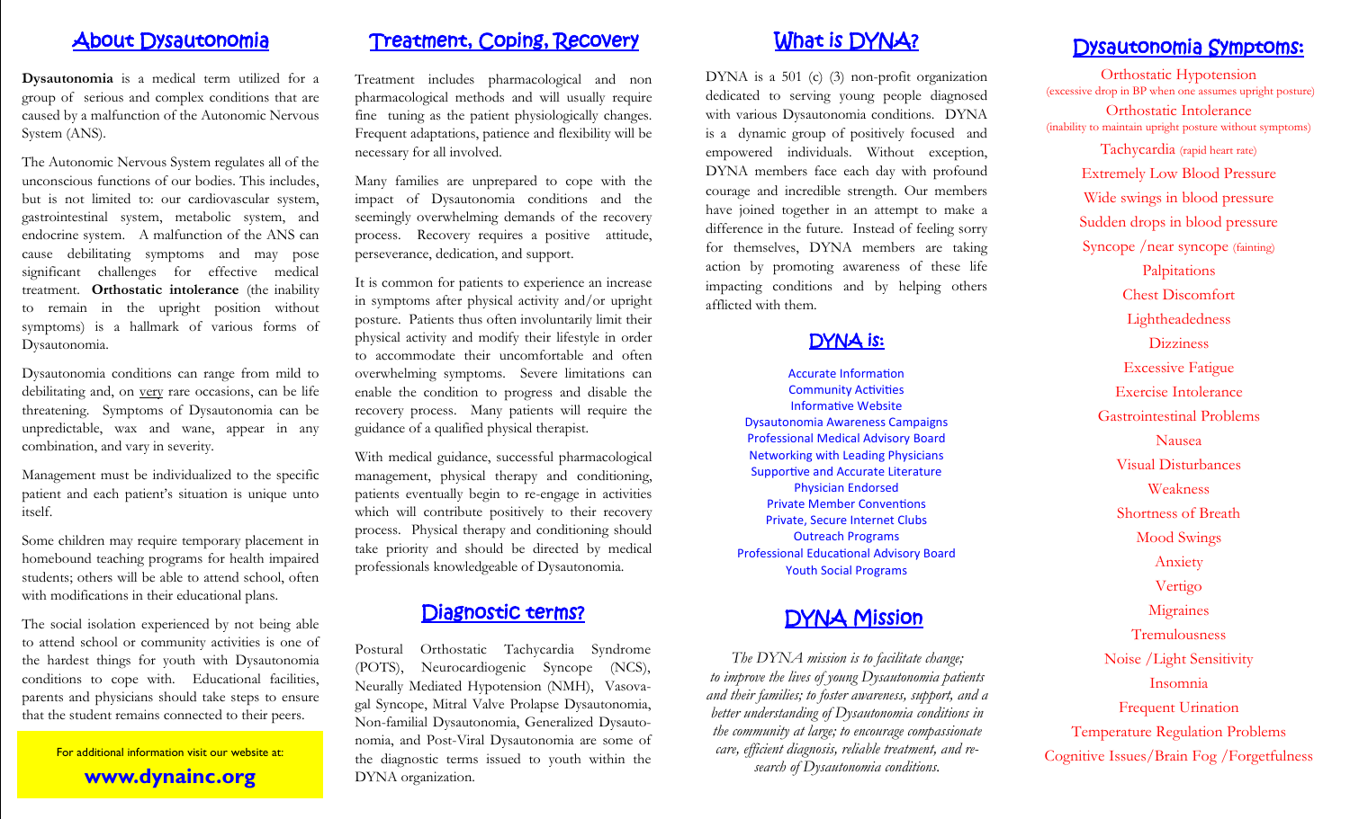## About Dysautonomia

**Dysautonomia** is a medical term utilized for a group of serious and complex conditions that are caused by a malfunction of the Autonomic Nervous System (ANS).

The Autonomic Nervous System regulates all of the unconscious functions of our bodies. This includes, but is not limited to: our cardiovascular system, gastrointestinal system, metabolic system, and endocrine system. A malfunction of the ANS can cause debilitating symptoms and may pose significant challenges for effective medical treatment. **Orthostatic intolerance** (the inability to remain in the upright position without symptoms) is a hallmark of various forms of Dysautonomia.

Dysautonomia conditions can range from mild to debilitating and, on very rare occasions, can be life threatening. Symptoms of Dysautonomia can be unpredictable, wax and wane, appear in any combination, and vary in severity.

Management must be individualized to the specific patient and each patient's situation is unique unto itself.

Some children may require temporary placement in homebound teaching programs for health impaired students; others will be able to attend school, often with modifications in their educational plans.

The social isolation experienced by not being able to attend school or community activities is one of the hardest things for youth with Dysautonomia conditions to cope with. Educational facilities, parents and physicians should take steps to ensure that the student remains connected to their peers.

For additional information visit our website at:

**www.dynainc.org**

## Treatment, Coping, Recovery

Treatment includes pharmacological and non pharmacological methods and will usually require fine tuning as the patient physiologically changes. Frequent adaptations, patience and flexibility will be necessary for all involved.

Many families are unprepared to cope with the impact of Dysautonomia conditions and the seemingly overwhelming demands of the recovery process. Recovery requires a positive attitude, perseverance, dedication, and support.

It is common for patients to experience an increase in symptoms after physical activity and/or upright posture. Patients thus often involuntarily limit their physical activity and modify their lifestyle in order to accommodate their uncomfortable and often overwhelming symptoms. Severe limitations can enable the condition to progress and disable the recovery process. Many patients will require the guidance of a qualified physical therapist.

With medical guidance, successful pharmacological management, physical therapy and conditioning, patients eventually begin to re-engage in activities which will contribute positively to their recovery process. Physical therapy and conditioning should take priority and should be directed by medical professionals knowledgeable of Dysautonomia.

## Diagnostic terms?

Postural Orthostatic Tachycardia Syndrome (POTS), Neurocardiogenic Syncope (NCS), Neurally Mediated Hypotension (NMH), Vasovagal Syncope, Mitral Valve Prolapse Dysautonomia, Non-familial Dysautonomia, Generalized Dysautonomia, and Post-Viral Dysautonomia are some of the diagnostic terms issued to youth within the DYNA organization.

## What is DYNA?

DYNA is a 501 (c) (3) non-profit organization dedicated to serving young people diagnosed with various Dysautonomia conditions. DYNA is a dynamic group of positively focused and empowered individuals. Without exception, DYNA members face each day with profound courage and incredible strength. Our members have joined together in an attempt to make a difference in the future. Instead of feeling sorry for themselves, DYNA members are taking action by promoting awareness of these life impacting conditions and by helping others afflicted with them.

## DYNA is:

Accurate Information
Community Activities
Informative Website
Dysautonomia Awareness Campaigns
Professional Medical Advisory Board
Networking with Leading Physicians
Supportive and Accurate Literature
Physician Endorsed
Private Member Conventions
Private, Secure Internet Clubs
Outreach Programs
Professional Educational Advisory Board
Youth Social Programs

## DYNA Mission

*The DYNA mission is to facilitate change; to improve the lives of young Dysautonomia patients and their families; to foster awareness, support, and a better understanding of Dysautonomia conditions in the community at large; to encourage compassionate care, efficient diagnosis, reliable treatment, and research of Dysautonomia conditions.*

## Dysautonomia Symptoms:

Orthostatic Hypotension
(excessive drop in BP when one assumes upright posture)
Orthostatic Intolerance
(inability to maintain upright posture without symptoms)
Tachycardia (rapid heart rate)
Extremely Low Blood Pressure
Wide swings in blood pressure
Sudden drops in blood pressure
Syncope /near syncope (fainting)
Palpitations
Chest Discomfort
Lightheadedness
Dizziness
Excessive Fatigue
Exercise Intolerance
Gastrointestinal Problems
Nausea
Visual Disturbances
Weakness
Shortness of Breath
Mood Swings
Anxiety
Vertigo
Migraines
Tremulousness
Noise /Light Sensitivity
Insomnia
Frequent Urination
Temperature Regulation Problems
Cognitive Issues/Brain Fog /Forgetfulness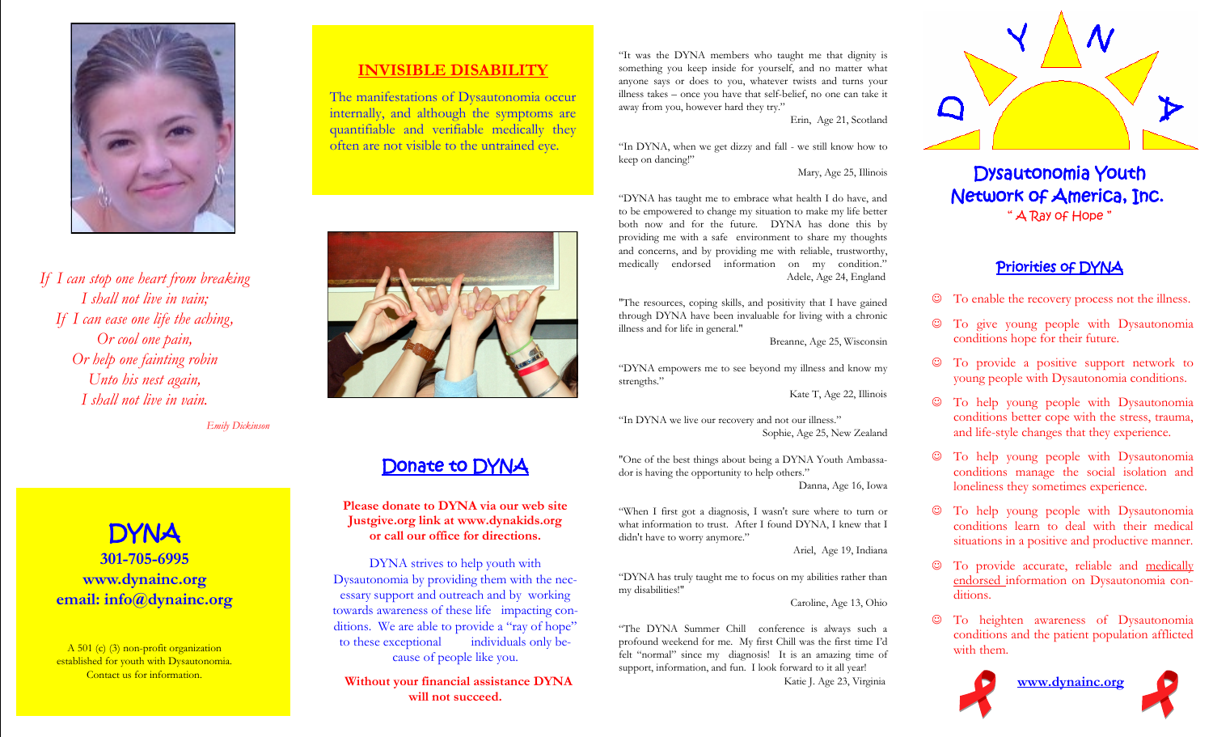*If I can stop one heart from breaking*
*I shall not live in vain;*
*If I can ease one life the aching,*
*Or cool one pain,*
*Or help one fainting robin*
*Unto his nest again,*
*I shall not live in vain.*

*Emily Dickinson*

# DYNA

**301-705-6995**
**www.dynainc.org**
**email: info@dynainc.org**

A 501 (c) (3) non-profit organization established for youth with Dysautonomia. Contact us for information.

## INVISIBLE DISABILITY

The manifestations of Dysautonomia occur internally, and although the symptoms are quantifiable and verifiable medically they often are not visible to the untrained eye.

## Donate to DYNA

**Please donate to DYNA via our web site Justgive.org link at www.dynakids.org or call our office for directions.**

DYNA strives to help youth with Dysautonomia by providing them with the necessary support and outreach and by working towards awareness of these life impacting conditions. We are able to provide a "ray of hope" to these exceptional individuals only because of people like you.

**Without your financial assistance DYNA will not succeed.**

"It was the DYNA members who taught me that dignity is something you keep inside for yourself, and no matter what anyone says or does to you, whatever twists and turns your illness takes – once you have that self-belief, no one can take it away from you, however hard they try."
Erin, Age 21, Scotland

"In DYNA, when we get dizzy and fall - we still know how to keep on dancing!"
Mary, Age 25, Illinois

"DYNA has taught me to embrace what health I do have, and to be empowered to change my situation to make my life better both now and for the future. DYNA has done this by providing me with a safe environment to share my thoughts and concerns, and by providing me with reliable, trustworthy, medically endorsed information on my condition."
Adele, Age 24, England

"The resources, coping skills, and positivity that I have gained through DYNA have been invaluable for living with a chronic illness and for life in general."
Breanne, Age 25, Wisconsin

"DYNA empowers me to see beyond my illness and know my strengths."
Kate T, Age 22, Illinois

"In DYNA we live our recovery and not our illness."
Sophie, Age 25, New Zealand

"One of the best things about being a DYNA Youth Ambassador is having the opportunity to help others."
Danna, Age 16, Iowa

"When I first got a diagnosis, I wasn't sure where to turn or what information to trust. After I found DYNA, I knew that I didn't have to worry anymore."
Ariel, Age 19, Indiana

"DYNA has truly taught me to focus on my abilities rather than my disabilities!"
Caroline, Age 13, Ohio

"The DYNA Summer Chill conference is always such a profound weekend for me. My first Chill was the first time I'd felt "normal" since my diagnosis! It is an amazing time of support, information, and fun. I look forward to it all year!
Katie J. Age 23, Virginia

D Y N A

# Dysautonomia Youth Network of America, Inc.

" A Ray of Hope "

## Priorities of DYNA

- ☺ To enable the recovery process not the illness.
- ☺ To give young people with Dysautonomia conditions hope for their future.
- ☺ To provide a positive support network to young people with Dysautonomia conditions.
- ☺ To help young people with Dysautonomia conditions better cope with the stress, trauma, and life-style changes that they experience.
- ☺ To help young people with Dysautonomia conditions manage the social isolation and loneliness they sometimes experience.
- ☺ To help young people with Dysautonomia conditions learn to deal with their medical situations in a positive and productive manner.
- ☺ To provide accurate, reliable and medically endorsed information on Dysautonomia conditions.
- ☺ To heighten awareness of Dysautonomia conditions and the patient population afflicted with them.

**www.dynainc.org**